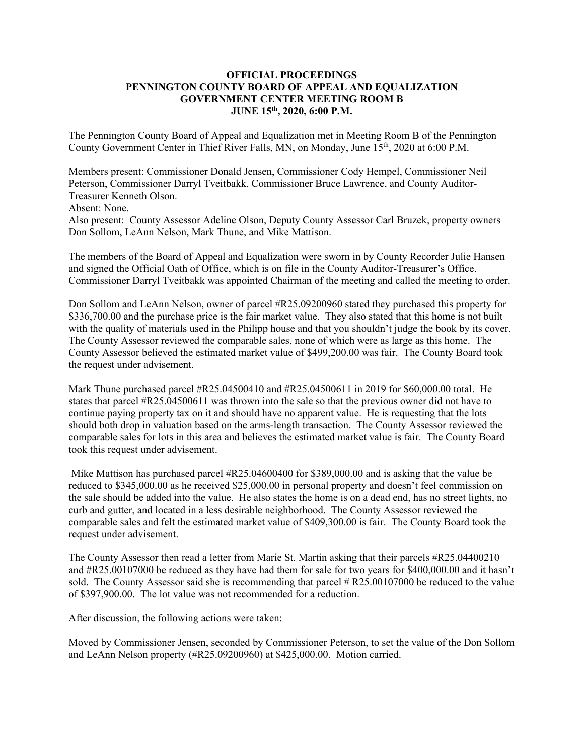**OFFICIAL PROCEEDINGS**
**PENNINGTON COUNTY BOARD OF APPEAL AND EQUALIZATION**
**GOVERNMENT CENTER MEETING ROOM B**
**JUNE 15th, 2020, 6:00 P.M.**

The Pennington County Board of Appeal and Equalization met in Meeting Room B of the Pennington County Government Center in Thief River Falls, MN, on Monday, June 15th, 2020 at 6:00 P.M.

Members present: Commissioner Donald Jensen, Commissioner Cody Hempel, Commissioner Neil Peterson, Commissioner Darryl Tveitbakk, Commissioner Bruce Lawrence, and County Auditor-Treasurer Kenneth Olson.
Absent: None.
Also present: County Assessor Adeline Olson, Deputy County Assessor Carl Bruzek, property owners Don Sollom, LeAnn Nelson, Mark Thune, and Mike Mattison.

The members of the Board of Appeal and Equalization were sworn in by County Recorder Julie Hansen and signed the Official Oath of Office, which is on file in the County Auditor-Treasurer's Office. Commissioner Darryl Tveitbakk was appointed Chairman of the meeting and called the meeting to order.

Don Sollom and LeAnn Nelson, owner of parcel #R25.09200960 stated they purchased this property for $336,700.00 and the purchase price is the fair market value. They also stated that this home is not built with the quality of materials used in the Philipp house and that you shouldn't judge the book by its cover. The County Assessor reviewed the comparable sales, none of which were as large as this home. The County Assessor believed the estimated market value of $499,200.00 was fair. The County Board took the request under advisement.

Mark Thune purchased parcel #R25.04500410 and #R25.04500611 in 2019 for $60,000.00 total. He states that parcel #R25.04500611 was thrown into the sale so that the previous owner did not have to continue paying property tax on it and should have no apparent value. He is requesting that the lots should both drop in valuation based on the arms-length transaction. The County Assessor reviewed the comparable sales for lots in this area and believes the estimated market value is fair. The County Board took this request under advisement.

Mike Mattison has purchased parcel #R25.04600400 for $389,000.00 and is asking that the value be reduced to $345,000.00 as he received $25,000.00 in personal property and doesn't feel commission on the sale should be added into the value. He also states the home is on a dead end, has no street lights, no curb and gutter, and located in a less desirable neighborhood. The County Assessor reviewed the comparable sales and felt the estimated market value of $409,300.00 is fair. The County Board took the request under advisement.

The County Assessor then read a letter from Marie St. Martin asking that their parcels #R25.04400210 and #R25.00107000 be reduced as they have had them for sale for two years for $400,000.00 and it hasn't sold. The County Assessor said she is recommending that parcel # R25.00107000 be reduced to the value of $397,900.00. The lot value was not recommended for a reduction.

After discussion, the following actions were taken:

Moved by Commissioner Jensen, seconded by Commissioner Peterson, to set the value of the Don Sollom and LeAnn Nelson property (#R25.09200960) at $425,000.00. Motion carried.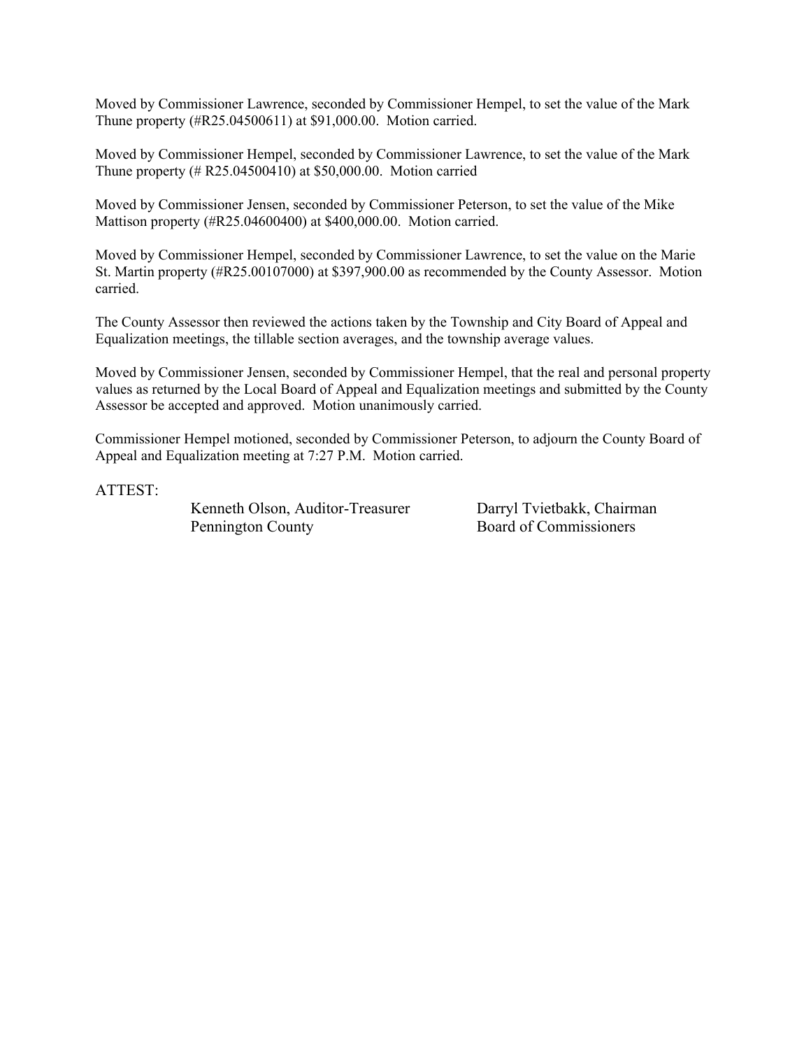Moved by Commissioner Lawrence, seconded by Commissioner Hempel, to set the value of the Mark Thune property (#R25.04500611) at $91,000.00. Motion carried.

Moved by Commissioner Hempel, seconded by Commissioner Lawrence, to set the value of the Mark Thune property (# R25.04500410) at $50,000.00. Motion carried

Moved by Commissioner Jensen, seconded by Commissioner Peterson, to set the value of the Mike Mattison property (#R25.04600400) at $400,000.00. Motion carried.

Moved by Commissioner Hempel, seconded by Commissioner Lawrence, to set the value on the Marie St. Martin property (#R25.00107000) at $397,900.00 as recommended by the County Assessor. Motion carried.

The County Assessor then reviewed the actions taken by the Township and City Board of Appeal and Equalization meetings, the tillable section averages, and the township average values.

Moved by Commissioner Jensen, seconded by Commissioner Hempel, that the real and personal property values as returned by the Local Board of Appeal and Equalization meetings and submitted by the County Assessor be accepted and approved. Motion unanimously carried.

Commissioner Hempel motioned, seconded by Commissioner Peterson, to adjourn the County Board of Appeal and Equalization meeting at 7:27 P.M. Motion carried.

ATTEST:

Kenneth Olson, Auditor-Treasurer
Pennington County

Darryl Tvietbakk, Chairman
Board of Commissioners